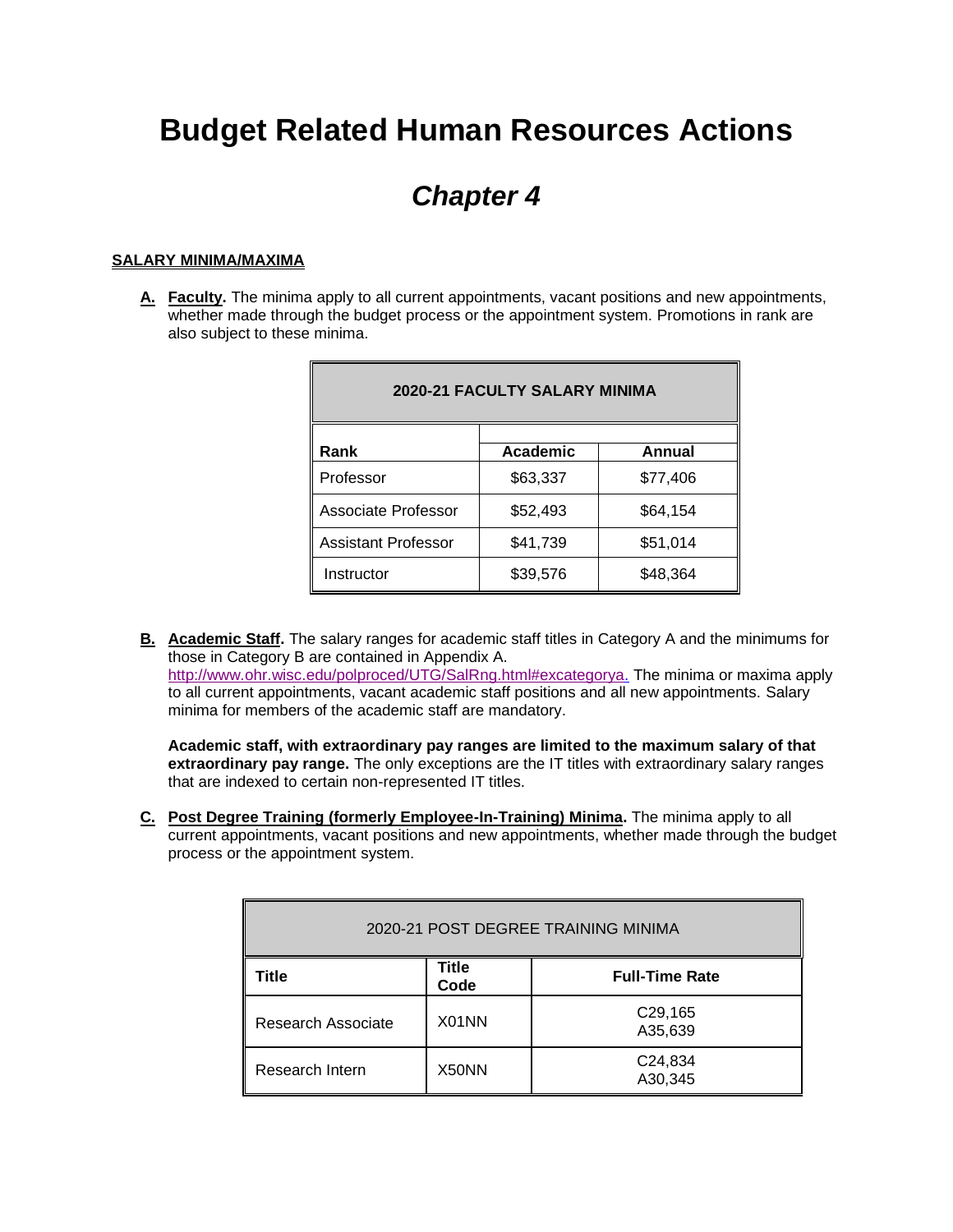# Budget Related Human Resources Actions

## *Chapter 4*

**SALARY MINIMA/MAXIMA**

**A. Faculty.** The minima apply to all current appointments, vacant positions and new appointments, whether made through the budget process or the appointment system. Promotions in rank are also subject to these minima.

| 2020-21 FACULTY SALARY MINIMA | | |
|---|---|---|
| **Rank** | **Academic** | **Annual** |
| Professor | $63,337 | $77,406 |
| Associate Professor | $52,493 | $64,154 |
| Assistant Professor | $41,739 | $51,014 |
| Instructor | $39,576 | $48,364 |

**B. Academic Staff.** The salary ranges for academic staff titles in Category A and the minimums for those in Category B are contained in Appendix A. http://www.ohr.wisc.edu/polproced/UTG/SalRng.html#excategorya. The minima or maxima apply to all current appointments, vacant academic staff positions and all new appointments. Salary minima for members of the academic staff are mandatory.

**Academic staff, with extraordinary pay ranges are limited to the maximum salary of that extraordinary pay range.** The only exceptions are the IT titles with extraordinary salary ranges that are indexed to certain non-represented IT titles.

**C. Post Degree Training (formerly Employee-In-Training) Minima.** The minima apply to all current appointments, vacant positions and new appointments, whether made through the budget process or the appointment system.

| 2020-21 POST DEGREE TRAINING MINIMA | | |
|---|---|---|
| **Title** | **Title Code** | **Full-Time Rate** |
| Research Associate | X01NN | C29,165<br>A35,639 |
| Research Intern | X50NN | C24,834<br>A30,345 |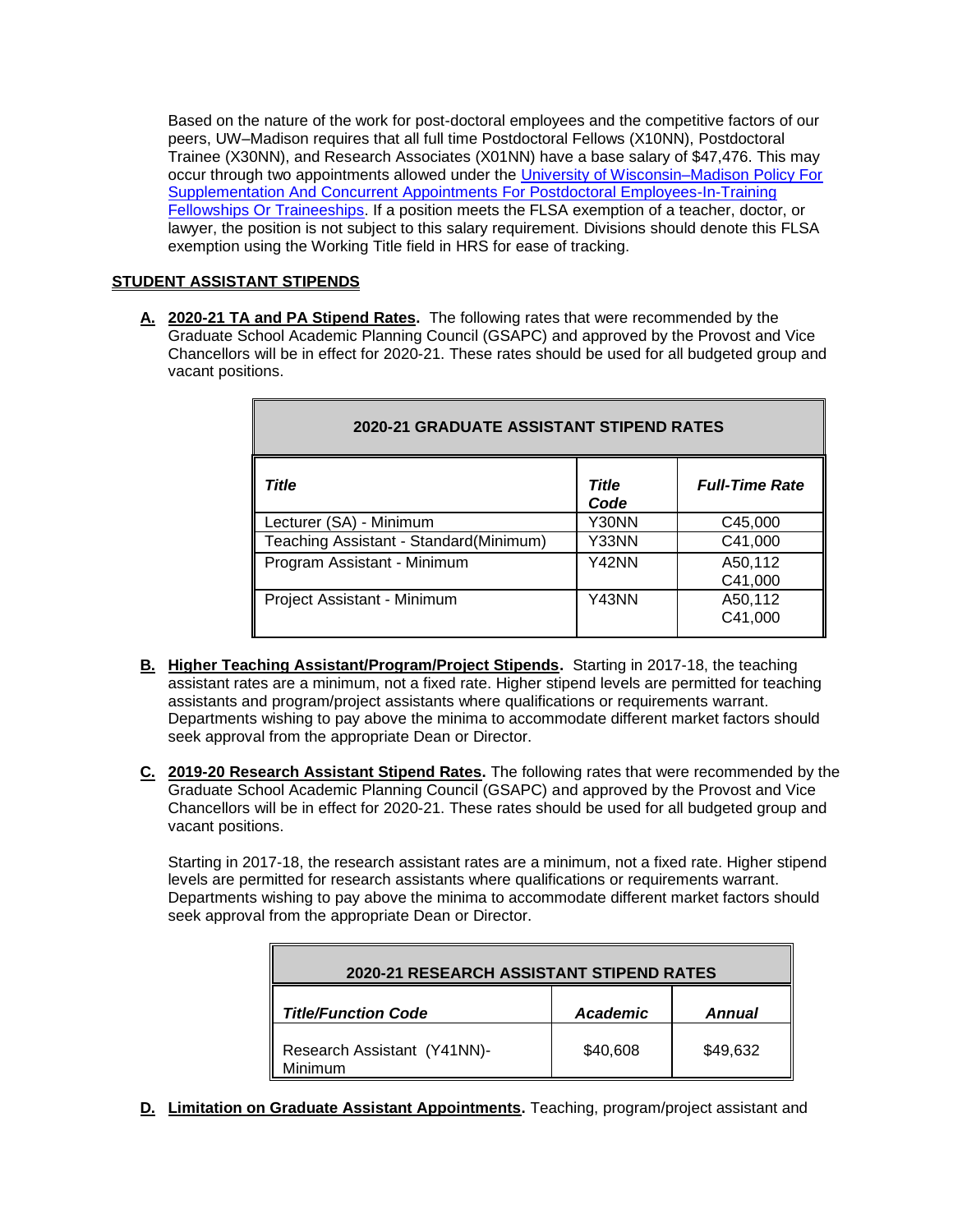Based on the nature of the work for post-doctoral employees and the competitive factors of our peers, UW–Madison requires that all full time Postdoctoral Fellows (X10NN), Postdoctoral Trainee (X30NN), and Research Associates (X01NN) have a base salary of $47,476. This may occur through two appointments allowed under the [University of Wisconsin–Madison Policy For Supplementation And Concurrent Appointments For Postdoctoral Employees-In-Training Fellowships Or Traineeships](). If a position meets the FLSA exemption of a teacher, doctor, or lawyer, the position is not subject to this salary requirement. Divisions should denote this FLSA exemption using the Working Title field in HRS for ease of tracking.

## STUDENT ASSISTANT STIPENDS

**A. 2020-21 TA and PA Stipend Rates.** The following rates that were recommended by the Graduate School Academic Planning Council (GSAPC) and approved by the Provost and Vice Chancellors will be in effect for 2020-21. These rates should be used for all budgeted group and vacant positions.

| 2020-21 GRADUATE ASSISTANT STIPEND RATES | | |
|---|---|---|
| ***Title*** | ***Title Code*** | ***Full-Time Rate*** |
| Lecturer (SA) - Minimum | Y30NN | C45,000 |
| Teaching Assistant - Standard(Minimum) | Y33NN | C41,000 |
| Program Assistant - Minimum | Y42NN | A50,112<br>C41,000 |
| Project Assistant - Minimum | Y43NN | A50,112<br>C41,000 |

**B. Higher Teaching Assistant/Program/Project Stipends.** Starting in 2017-18, the teaching assistant rates are a minimum, not a fixed rate. Higher stipend levels are permitted for teaching assistants and program/project assistants where qualifications or requirements warrant. Departments wishing to pay above the minima to accommodate different market factors should seek approval from the appropriate Dean or Director.

**C. 2019-20 Research Assistant Stipend Rates.** The following rates that were recommended by the Graduate School Academic Planning Council (GSAPC) and approved by the Provost and Vice Chancellors will be in effect for 2020-21. These rates should be used for all budgeted group and vacant positions.

Starting in 2017-18, the research assistant rates are a minimum, not a fixed rate. Higher stipend levels are permitted for research assistants where qualifications or requirements warrant. Departments wishing to pay above the minima to accommodate different market factors should seek approval from the appropriate Dean or Director.

| 2020-21 RESEARCH ASSISTANT STIPEND RATES | | |
|---|---|---|
| ***Title/Function Code*** | ***Academic*** | ***Annual*** |
| Research Assistant (Y41NN)-Minimum | $40,608 | $49,632 |

**D. Limitation on Graduate Assistant Appointments.** Teaching, program/project assistant and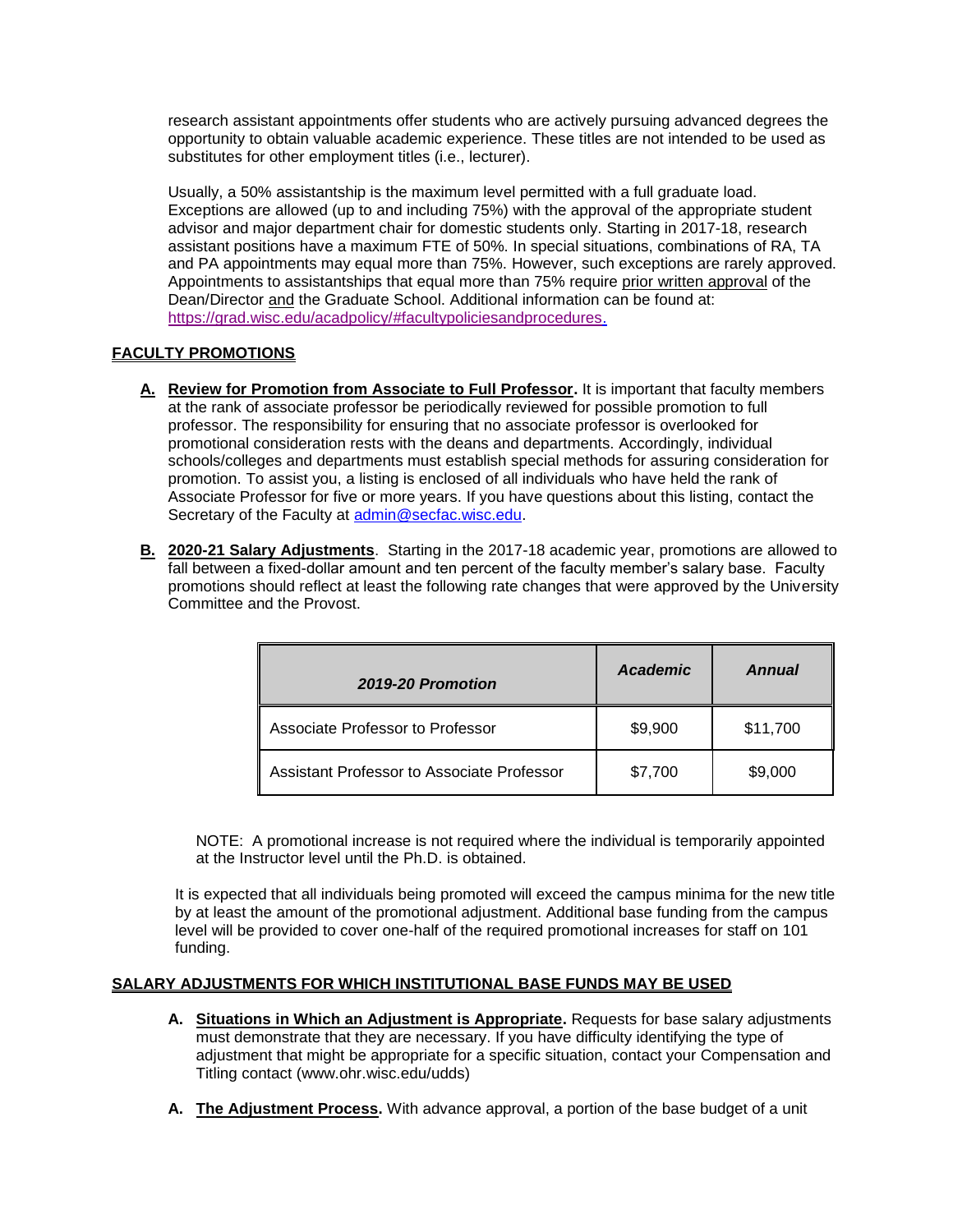research assistant appointments offer students who are actively pursuing advanced degrees the opportunity to obtain valuable academic experience. These titles are not intended to be used as substitutes for other employment titles (i.e., lecturer).

Usually, a 50% assistantship is the maximum level permitted with a full graduate load. Exceptions are allowed (up to and including 75%) with the approval of the appropriate student advisor and major department chair for domestic students only. Starting in 2017-18, research assistant positions have a maximum FTE of 50%. In special situations, combinations of RA, TA and PA appointments may equal more than 75%. However, such exceptions are rarely approved. Appointments to assistantships that equal more than 75% require prior written approval of the Dean/Director and the Graduate School. Additional information can be found at: https://grad.wisc.edu/acadpolicy/#facultypoliciesandprocedures.

## FACULTY PROMOTIONS

**A. Review for Promotion from Associate to Full Professor.** It is important that faculty members at the rank of associate professor be periodically reviewed for possible promotion to full professor. The responsibility for ensuring that no associate professor is overlooked for promotional consideration rests with the deans and departments. Accordingly, individual schools/colleges and departments must establish special methods for assuring consideration for promotion. To assist you, a listing is enclosed of all individuals who have held the rank of Associate Professor for five or more years. If you have questions about this listing, contact the Secretary of the Faculty at admin@secfac.wisc.edu.

**B. 2020-21 Salary Adjustments**. Starting in the 2017-18 academic year, promotions are allowed to fall between a fixed-dollar amount and ten percent of the faculty member's salary base. Faculty promotions should reflect at least the following rate changes that were approved by the University Committee and the Provost.

| ***2019-20 Promotion*** | ***Academic*** | ***Annual*** |
|---|---|---|
| Associate Professor to Professor | $9,900 | $11,700 |
| Assistant Professor to Associate Professor | $7,700 | $9,000 |

NOTE: A promotional increase is not required where the individual is temporarily appointed at the Instructor level until the Ph.D. is obtained.

It is expected that all individuals being promoted will exceed the campus minima for the new title by at least the amount of the promotional adjustment. Additional base funding from the campus level will be provided to cover one-half of the required promotional increases for staff on 101 funding.

## SALARY ADJUSTMENTS FOR WHICH INSTITUTIONAL BASE FUNDS MAY BE USED

**A. Situations in Which an Adjustment is Appropriate.** Requests for base salary adjustments must demonstrate that they are necessary. If you have difficulty identifying the type of adjustment that might be appropriate for a specific situation, contact your Compensation and Titling contact (www.ohr.wisc.edu/udds)

**A. The Adjustment Process.** With advance approval, a portion of the base budget of a unit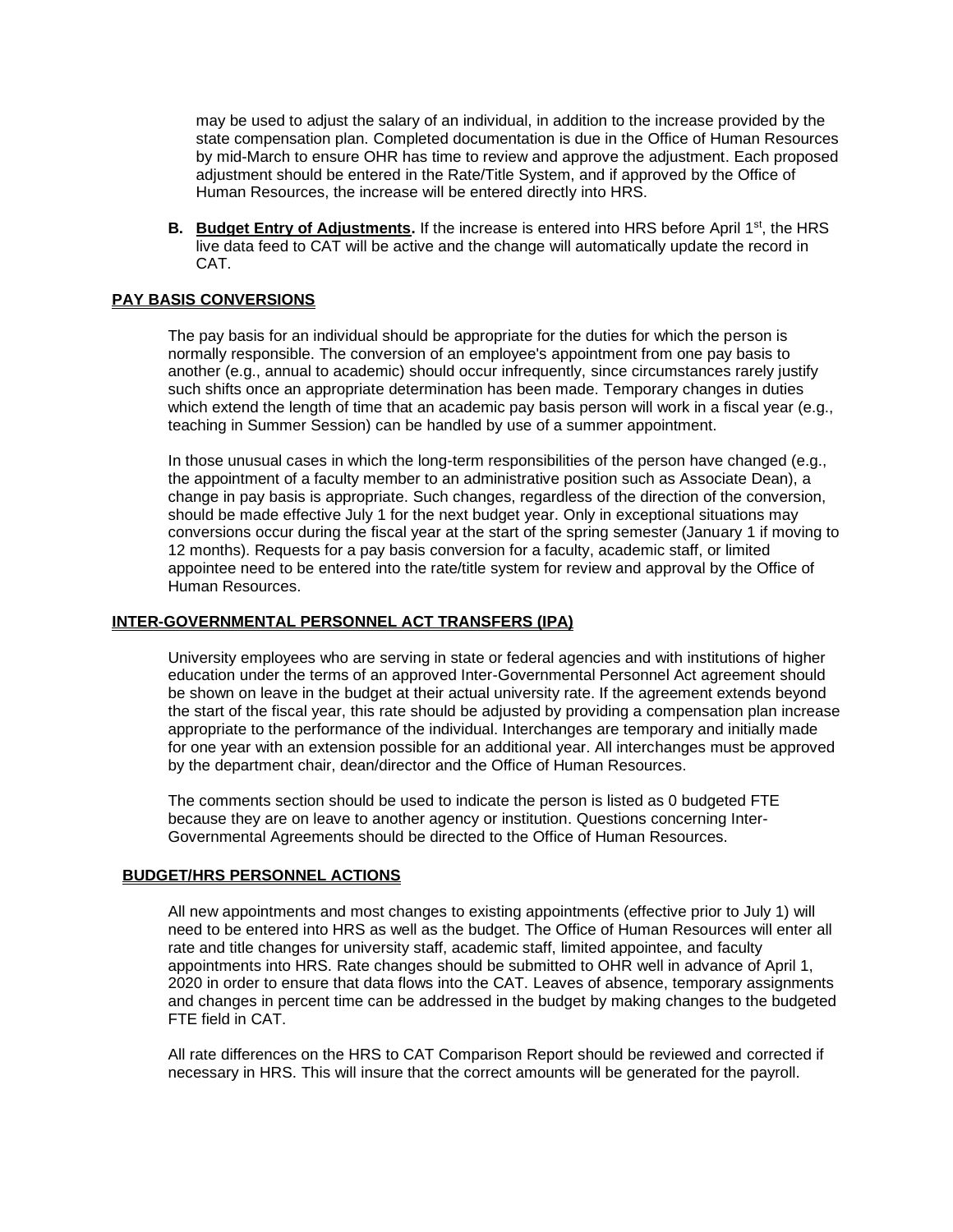may be used to adjust the salary of an individual, in addition to the increase provided by the state compensation plan. Completed documentation is due in the Office of Human Resources by mid-March to ensure OHR has time to review and approve the adjustment. Each proposed adjustment should be entered in the Rate/Title System, and if approved by the Office of Human Resources, the increase will be entered directly into HRS.

**B. <u>Budget Entry of Adjustments</u>.** If the increase is entered into HRS before April 1st, the HRS live data feed to CAT will be active and the change will automatically update the record in CAT.

## PAY BASIS CONVERSIONS

The pay basis for an individual should be appropriate for the duties for which the person is normally responsible. The conversion of an employee's appointment from one pay basis to another (e.g., annual to academic) should occur infrequently, since circumstances rarely justify such shifts once an appropriate determination has been made. Temporary changes in duties which extend the length of time that an academic pay basis person will work in a fiscal year (e.g., teaching in Summer Session) can be handled by use of a summer appointment.

In those unusual cases in which the long-term responsibilities of the person have changed (e.g., the appointment of a faculty member to an administrative position such as Associate Dean), a change in pay basis is appropriate. Such changes, regardless of the direction of the conversion, should be made effective July 1 for the next budget year. Only in exceptional situations may conversions occur during the fiscal year at the start of the spring semester (January 1 if moving to 12 months). Requests for a pay basis conversion for a faculty, academic staff, or limited appointee need to be entered into the rate/title system for review and approval by the Office of Human Resources.

## INTER-GOVERNMENTAL PERSONNEL ACT TRANSFERS (IPA)

University employees who are serving in state or federal agencies and with institutions of higher education under the terms of an approved Inter-Governmental Personnel Act agreement should be shown on leave in the budget at their actual university rate. If the agreement extends beyond the start of the fiscal year, this rate should be adjusted by providing a compensation plan increase appropriate to the performance of the individual. Interchanges are temporary and initially made for one year with an extension possible for an additional year. All interchanges must be approved by the department chair, dean/director and the Office of Human Resources.

The comments section should be used to indicate the person is listed as 0 budgeted FTE because they are on leave to another agency or institution. Questions concerning Inter-Governmental Agreements should be directed to the Office of Human Resources.

## BUDGET/HRS PERSONNEL ACTIONS

All new appointments and most changes to existing appointments (effective prior to July 1) will need to be entered into HRS as well as the budget. The Office of Human Resources will enter all rate and title changes for university staff, academic staff, limited appointee, and faculty appointments into HRS. Rate changes should be submitted to OHR well in advance of April 1, 2020 in order to ensure that data flows into the CAT. Leaves of absence, temporary assignments and changes in percent time can be addressed in the budget by making changes to the budgeted FTE field in CAT.

All rate differences on the HRS to CAT Comparison Report should be reviewed and corrected if necessary in HRS. This will insure that the correct amounts will be generated for the payroll.